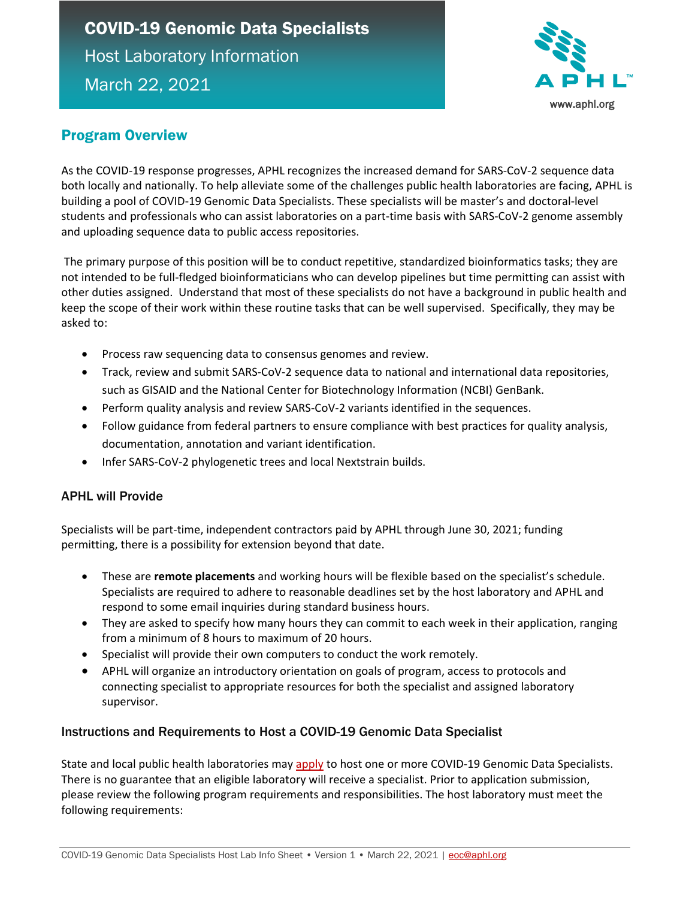# COVID-19 Genomic Data Specialists

Host Laboratory Information

March 22, 2021

APHL

www.aphl.org

## Program Overview

As the COVID-19 response progresses, APHL recognizes the increased demand for SARS-CoV-2 sequence data both locally and nationally. To help alleviate some of the challenges public health laboratories are facing, APHL is building a pool of COVID-19 Genomic Data Specialists. These specialists will be master's and doctoral-level students and professionals who can assist laboratories on a part-time basis with SARS-CoV-2 genome assembly and uploading sequence data to public access repositories.

The primary purpose of this position will be to conduct repetitive, standardized bioinformatics tasks; they are not intended to be full-fledged bioinformaticians who can develop pipelines but time permitting can assist with other duties assigned. Understand that most of these specialists do not have a background in public health and keep the scope of their work within these routine tasks that can be well supervised. Specifically, they may be asked to:

- Process raw sequencing data to consensus genomes and review.
- Track, review and submit SARS-CoV-2 sequence data to national and international data repositories, such as GISAID and the National Center for Biotechnology Information (NCBI) GenBank.
- Perform quality analysis and review SARS-CoV-2 variants identified in the sequences.
- Follow guidance from federal partners to ensure compliance with best practices for quality analysis, documentation, annotation and variant identification.
- Infer SARS-CoV-2 phylogenetic trees and local Nextstrain builds.

### APHL will Provide

Specialists will be part-time, independent contractors paid by APHL through June 30, 2021; funding permitting, there is a possibility for extension beyond that date.

- These are **remote placements** and working hours will be flexible based on the specialist's schedule. Specialists are required to adhere to reasonable deadlines set by the host laboratory and APHL and respond to some email inquiries during standard business hours.
- They are asked to specify how many hours they can commit to each week in their application, ranging from a minimum of 8 hours to maximum of 20 hours.
- Specialist will provide their own computers to conduct the work remotely.
- APHL will organize an introductory orientation on goals of program, access to protocols and connecting specialist to appropriate resources for both the specialist and assigned laboratory supervisor.

### Instructions and Requirements to Host a COVID-19 Genomic Data Specialist

State and local public health laboratories may apply to host one or more COVID-19 Genomic Data Specialists. There is no guarantee that an eligible laboratory will receive a specialist. Prior to application submission, please review the following program requirements and responsibilities. The host laboratory must meet the following requirements: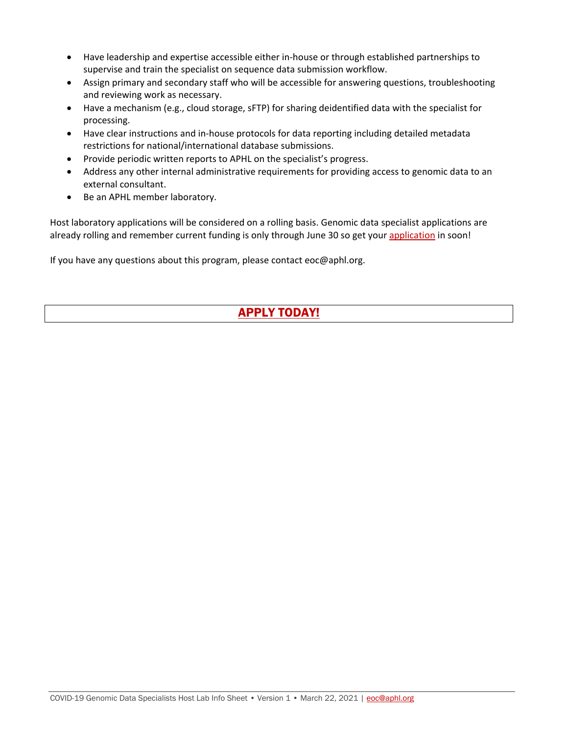- Have leadership and expertise accessible either in-house or through established partnerships to supervise and train the specialist on sequence data submission workflow.
- Assign primary and secondary staff who will be accessible for answering questions, troubleshooting and reviewing work as necessary.
- Have a mechanism (e.g., cloud storage, sFTP) for sharing deidentified data with the specialist for processing.
- Have clear instructions and in-house protocols for data reporting including detailed metadata restrictions for national/international database submissions.
- Provide periodic written reports to APHL on the specialist's progress.
- Address any other internal administrative requirements for providing access to genomic data to an external consultant.
- Be an APHL member laboratory.

Host laboratory applications will be considered on a rolling basis. Genomic data specialist applications are already rolling and remember current funding is only through June 30 so get your application in soon!

If you have any questions about this program, please contact eoc@aphl.org.

**APPLY TODAY!**